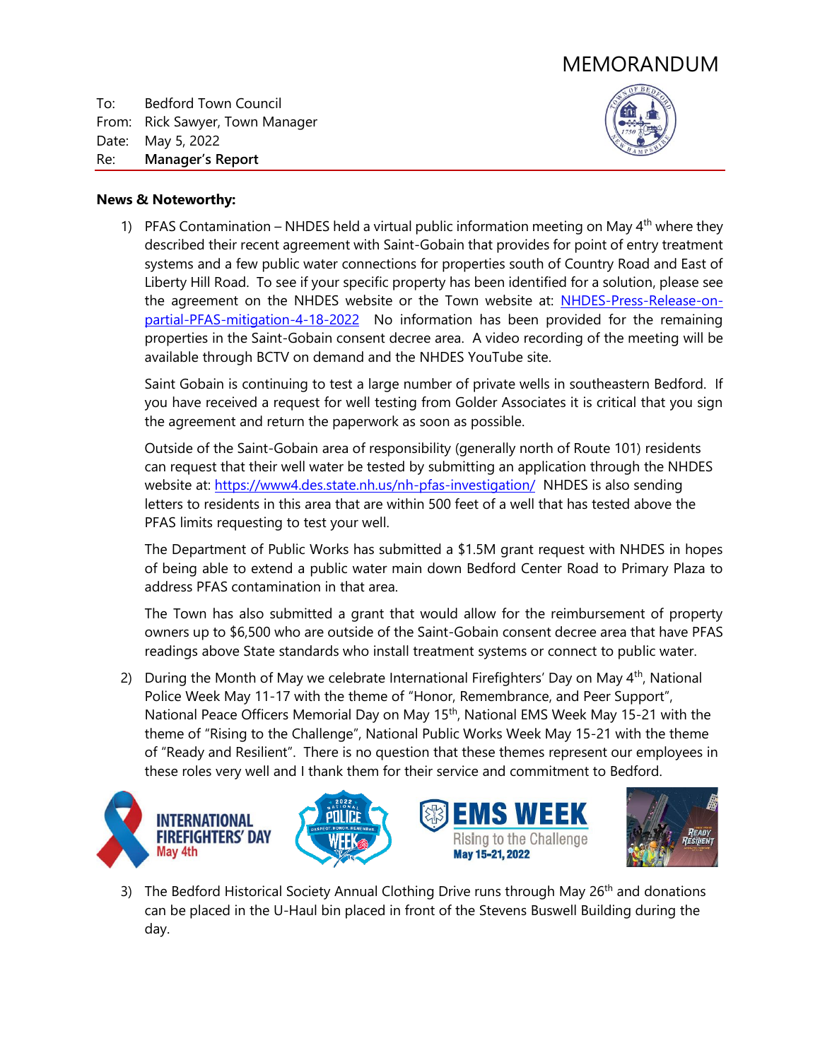# MEMORANDUM

To: Bedford Town Council
From: Rick Sawyer, Town Manager
Date: May 5, 2022
Re: **Manager's Report**

**News & Noteworthy:**

1) PFAS Contamination – NHDES held a virtual public information meeting on May 4th where they described their recent agreement with Saint-Gobain that provides for point of entry treatment systems and a few public water connections for properties south of Country Road and East of Liberty Hill Road. To see if your specific property has been identified for a solution, please see the agreement on the NHDES website or the Town website at: NHDES-Press-Release-on-partial-PFAS-mitigation-4-18-2022 No information has been provided for the remaining properties in the Saint-Gobain consent decree area. A video recording of the meeting will be available through BCTV on demand and the NHDES YouTube site.

   Saint Gobain is continuing to test a large number of private wells in southeastern Bedford. If you have received a request for well testing from Golder Associates it is critical that you sign the agreement and return the paperwork as soon as possible.

   Outside of the Saint-Gobain area of responsibility (generally north of Route 101) residents can request that their well water be tested by submitting an application through the NHDES website at: https://www4.des.state.nh.us/nh-pfas-investigation/ NHDES is also sending letters to residents in this area that are within 500 feet of a well that has tested above the PFAS limits requesting to test your well.

   The Department of Public Works has submitted a $1.5M grant request with NHDES in hopes of being able to extend a public water main down Bedford Center Road to Primary Plaza to address PFAS contamination in that area.

   The Town has also submitted a grant that would allow for the reimbursement of property owners up to $6,500 who are outside of the Saint-Gobain consent decree area that have PFAS readings above State standards who install treatment systems or connect to public water.

2) During the Month of May we celebrate International Firefighters' Day on May 4th, National Police Week May 11-17 with the theme of "Honor, Remembrance, and Peer Support", National Peace Officers Memorial Day on May 15th, National EMS Week May 15-21 with the theme of "Rising to the Challenge", National Public Works Week May 15-21 with the theme of "Ready and Resilient". There is no question that these themes represent our employees in these roles very well and I thank them for their service and commitment to Bedford.

3) The Bedford Historical Society Annual Clothing Drive runs through May 26th and donations can be placed in the U-Haul bin placed in front of the Stevens Buswell Building during the day.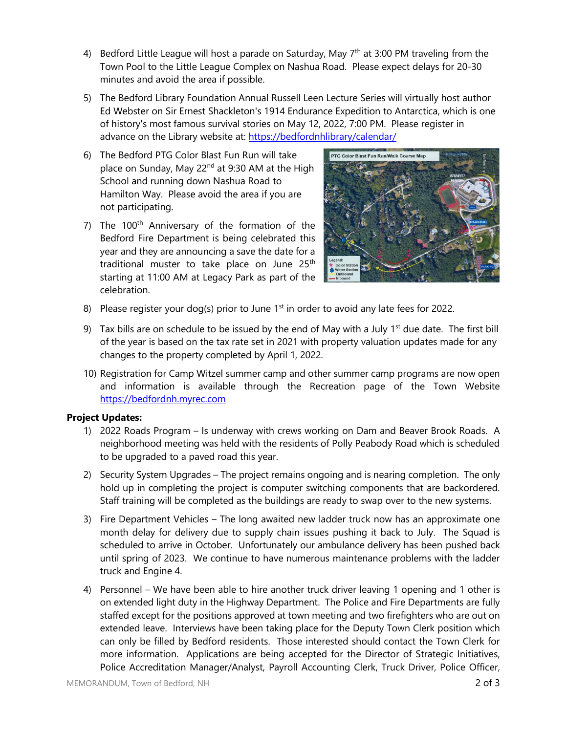4) Bedford Little League will host a parade on Saturday, May 7th at 3:00 PM traveling from the Town Pool to the Little League Complex on Nashua Road. Please expect delays for 20-30 minutes and avoid the area if possible.

5) The Bedford Library Foundation Annual Russell Leen Lecture Series will virtually host author Ed Webster on Sir Ernest Shackleton's 1914 Endurance Expedition to Antarctica, which is one of history's most famous survival stories on May 12, 2022, 7:00 PM. Please register in advance on the Library website at: https://bedfordnhlibrary/calendar/

6) The Bedford PTG Color Blast Fun Run will take place on Sunday, May 22nd at 9:30 AM at the High School and running down Nashua Road to Hamilton Way. Please avoid the area if you are not participating.

7) The 100th Anniversary of the formation of the Bedford Fire Department is being celebrated this year and they are announcing a save the date for a traditional muster to take place on June 25th starting at 11:00 AM at Legacy Park as part of the celebration.

8) Please register your dog(s) prior to June 1st in order to avoid any late fees for 2022.

9) Tax bills are on schedule to be issued by the end of May with a July 1st due date. The first bill of the year is based on the tax rate set in 2021 with property valuation updates made for any changes to the property completed by April 1, 2022.

10) Registration for Camp Witzel summer camp and other summer camp programs are now open and information is available through the Recreation page of the Town Website https://bedfordnh.myrec.com

**Project Updates:**

1) 2022 Roads Program – Is underway with crews working on Dam and Beaver Brook Roads. A neighborhood meeting was held with the residents of Polly Peabody Road which is scheduled to be upgraded to a paved road this year.

2) Security System Upgrades – The project remains ongoing and is nearing completion. The only hold up in completing the project is computer switching components that are backordered. Staff training will be completed as the buildings are ready to swap over to the new systems.

3) Fire Department Vehicles – The long awaited new ladder truck now has an approximate one month delay for delivery due to supply chain issues pushing it back to July. The Squad is scheduled to arrive in October. Unfortunately our ambulance delivery has been pushed back until spring of 2023. We continue to have numerous maintenance problems with the ladder truck and Engine 4.

4) Personnel – We have been able to hire another truck driver leaving 1 opening and 1 other is on extended light duty in the Highway Department. The Police and Fire Departments are fully staffed except for the positions approved at town meeting and two firefighters who are out on extended leave. Interviews have been taking place for the Deputy Town Clerk position which can only be filled by Bedford residents. Those interested should contact the Town Clerk for more information. Applications are being accepted for the Director of Strategic Initiatives, Police Accreditation Manager/Analyst, Payroll Accounting Clerk, Truck Driver, Police Officer,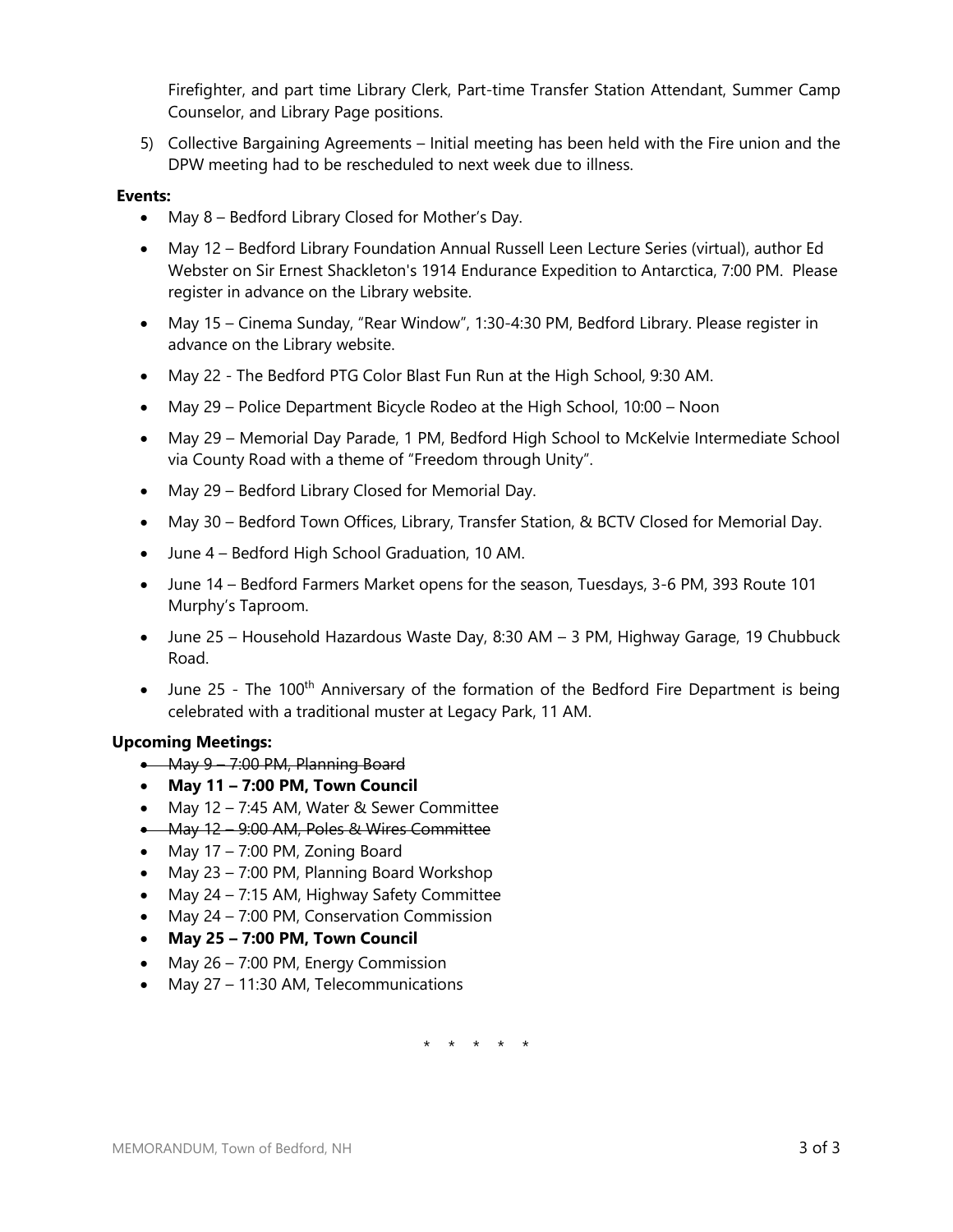Firefighter, and part time Library Clerk, Part-time Transfer Station Attendant, Summer Camp Counselor, and Library Page positions.

5) Collective Bargaining Agreements – Initial meeting has been held with the Fire union and the DPW meeting had to be rescheduled to next week due to illness.

**Events:**

- May 8 – Bedford Library Closed for Mother's Day.
- May 12 – Bedford Library Foundation Annual Russell Leen Lecture Series (virtual), author Ed Webster on Sir Ernest Shackleton's 1914 Endurance Expedition to Antarctica, 7:00 PM. Please register in advance on the Library website.
- May 15 – Cinema Sunday, "Rear Window", 1:30-4:30 PM, Bedford Library. Please register in advance on the Library website.
- May 22 - The Bedford PTG Color Blast Fun Run at the High School, 9:30 AM.
- May 29 – Police Department Bicycle Rodeo at the High School, 10:00 – Noon
- May 29 – Memorial Day Parade, 1 PM, Bedford High School to McKelvie Intermediate School via County Road with a theme of "Freedom through Unity".
- May 29 – Bedford Library Closed for Memorial Day.
- May 30 – Bedford Town Offices, Library, Transfer Station, & BCTV Closed for Memorial Day.
- June 4 – Bedford High School Graduation, 10 AM.
- June 14 – Bedford Farmers Market opens for the season, Tuesdays, 3-6 PM, 393 Route 101 Murphy's Taproom.
- June 25 – Household Hazardous Waste Day, 8:30 AM – 3 PM, Highway Garage, 19 Chubbuck Road.
- June 25 - The 100th Anniversary of the formation of the Bedford Fire Department is being celebrated with a traditional muster at Legacy Park, 11 AM.

**Upcoming Meetings:**

- ~~May 9 – 7:00 PM, Planning Board~~
- **May 11 – 7:00 PM, Town Council**
- May 12 – 7:45 AM, Water & Sewer Committee
- ~~May 12 – 9:00 AM, Poles & Wires Committee~~
- May 17 – 7:00 PM, Zoning Board
- May 23 – 7:00 PM, Planning Board Workshop
- May 24 – 7:15 AM, Highway Safety Committee
- May 24 – 7:00 PM, Conservation Commission
- **May 25 – 7:00 PM, Town Council**
- May 26 – 7:00 PM, Energy Commission
- May 27 – 11:30 AM, Telecommunications

\* \* \* \* \*